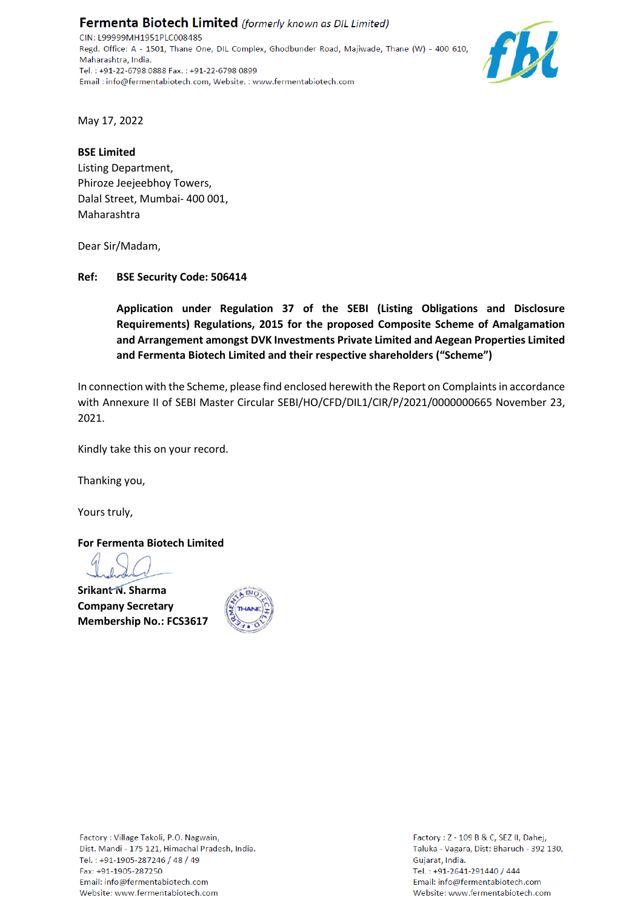**Fermenta Biotech Limited** *(formerly known as DIL Limited)*
CIN: L99999MH1951PLC008485
Regd. Office: A - 1501, Thane One, DIL Complex, Ghodbunder Road, Majiwade, Thane (W) - 400 610, Maharashtra, India.
Tel. : +91-22-6798 0888 Fax. : +91-22-6798 0899
Email : info@fermentabiotech.com, Website. : www.fermentabiotech.com

May 17, 2022

**BSE Limited**
Listing Department,
Phiroze Jeejeebhoy Towers,
Dalal Street, Mumbai- 400 001,
Maharashtra

Dear Sir/Madam,

**Ref: BSE Security Code: 506414**

**Application under Regulation 37 of the SEBI (Listing Obligations and Disclosure Requirements) Regulations, 2015 for the proposed Composite Scheme of Amalgamation and Arrangement amongst DVK Investments Private Limited and Aegean Properties Limited and Fermenta Biotech Limited and their respective shareholders ("Scheme")**

In connection with the Scheme, please find enclosed herewith the Report on Complaints in accordance with Annexure II of SEBI Master Circular SEBI/HO/CFD/DIL1/CIR/P/2021/0000000665 November 23, 2021.

Kindly take this on your record.

Thanking you,

Yours truly,

**For Fermenta Biotech Limited**

**Srikant N. Sharma**
**Company Secretary**
**Membership No.: FCS3617**

Factory : Village Takoli, P.O. Nagwain,
Dist. Mandi - 175 121, Himachal Pradesh, India.
Tel. : +91-1905-287246 / 48 / 49
Fax: +91-1905-287250
Email: info@fermentabiotech.com
Website: www.fermentabiotech.com

Factory : Z - 109 B & C, SEZ II, Dahej,
Taluka - Vagara, Dist: Bharuch - 392 130,
Gujarat, India.
Tel. : +91-2641-291440 / 444
Email: info@fermentabiotech.com
Website: www.fermentabiotech.com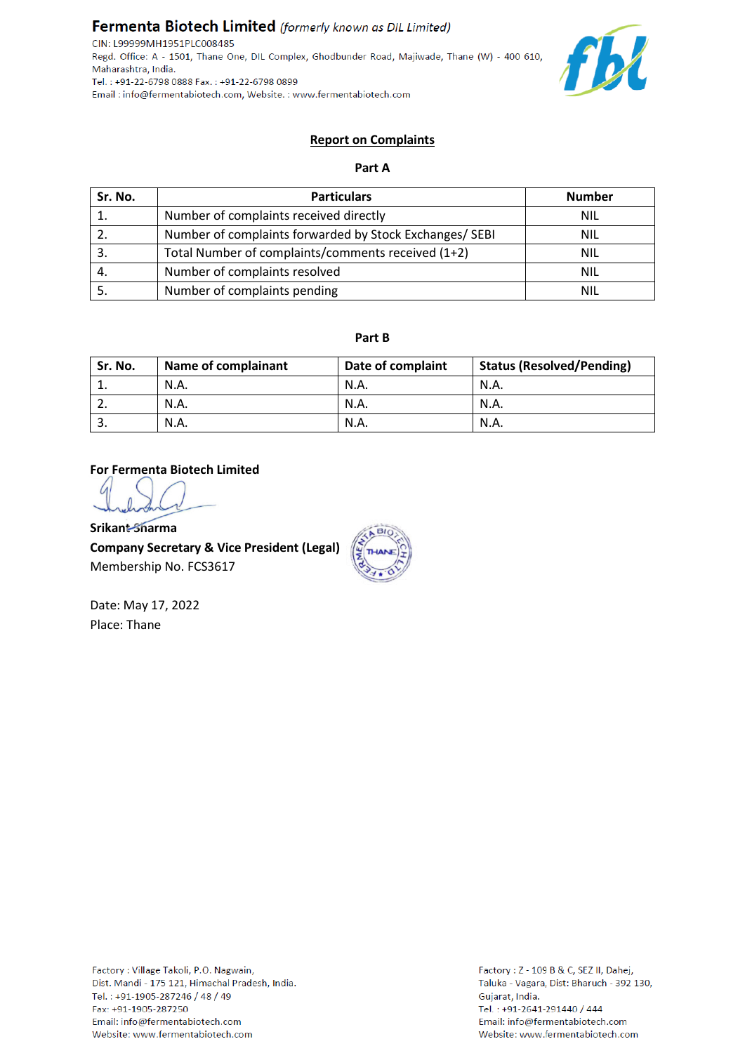**Fermenta Biotech Limited** *(formerly known as DIL Limited)*
CIN: L99999MH1951PLC008485
Regd. Office: A - 1501, Thane One, DIL Complex, Ghodbunder Road, Majiwade, Thane (W) - 400 610, Maharashtra, India.
Tel. : +91-22-6798 0888 Fax. : +91-22-6798 0899
Email : info@fermentabiotech.com, Website. : www.fermentabiotech.com

## Report on Complaints

### Part A

| Sr. No. | Particulars | Number |
|---|---|---|
| 1. | Number of complaints received directly | NIL |
| 2. | Number of complaints forwarded by Stock Exchanges/ SEBI | NIL |
| 3. | Total Number of complaints/comments received (1+2) | NIL |
| 4. | Number of complaints resolved | NIL |
| 5. | Number of complaints pending | NIL |

### Part B

| Sr. No. | Name of complainant | Date of complaint | Status (Resolved/Pending) |
|---|---|---|---|
| 1. | N.A. | N.A. | N.A. |
| 2. | N.A. | N.A. | N.A. |
| 3. | N.A. | N.A. | N.A. |

**For Fermenta Biotech Limited**

**Srikant Sharma**
**Company Secretary & Vice President (Legal)**
Membership No. FCS3617

Date: May 17, 2022
Place: Thane

Factory : Village Takoli, P.O. Nagwain,
Dist. Mandi - 175 121, Himachal Pradesh, India.
Tel. : +91-1905-287246 / 48 / 49
Fax: +91-1905-287250
Email: info@fermentabiotech.com
Website: www.fermentabiotech.com

Factory : Z - 109 B & C, SEZ II, Dahej,
Taluka - Vagara, Dist: Bharuch - 392 130,
Gujarat, India.
Tel. : +91-2641-291440 / 444
Email: info@fermentabiotech.com
Website: www.fermentabiotech.com